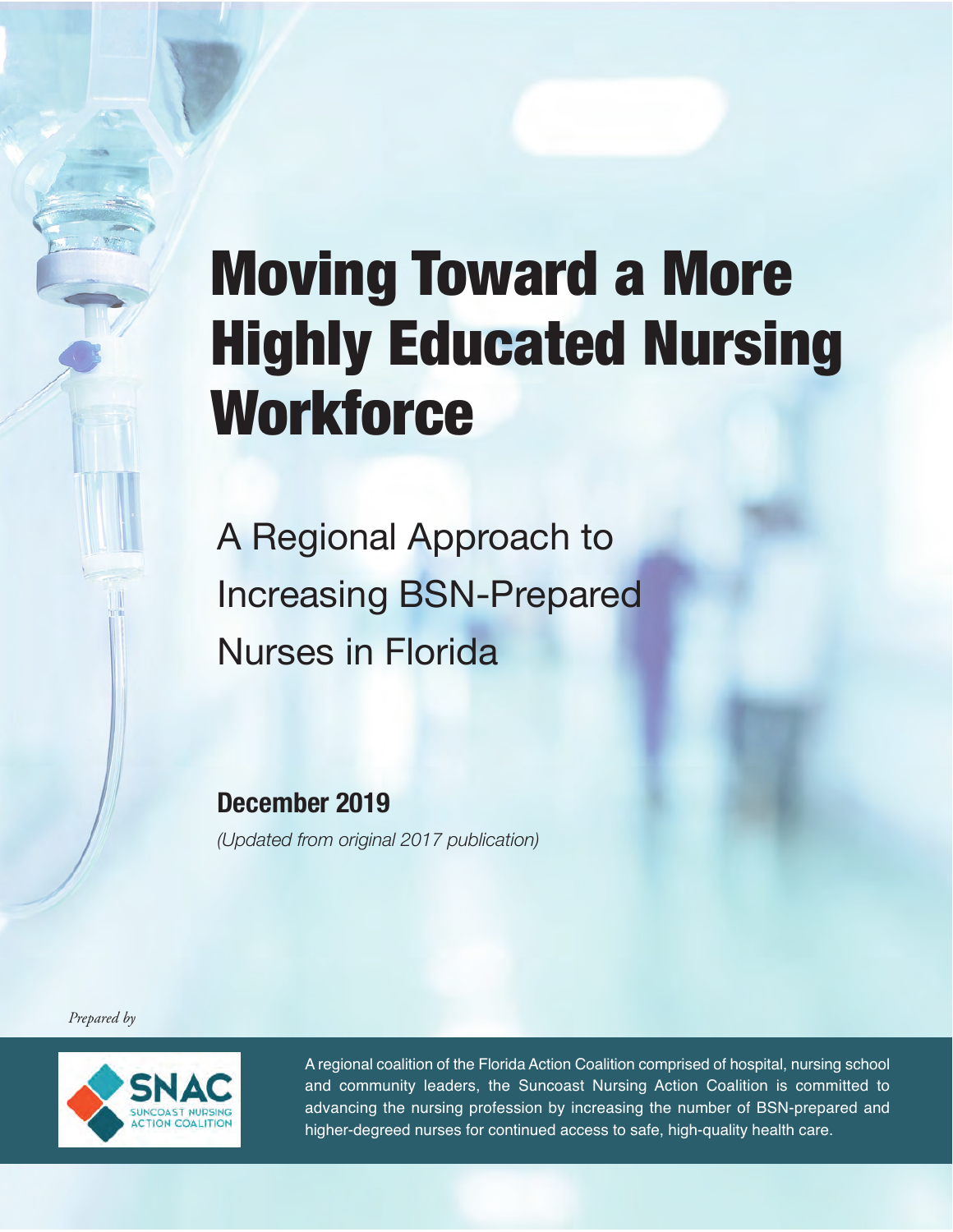# Moving Toward a More Highly Educated Nursing Workforce

## A Regional Approach to Increasing BSN-Prepared Nurses in Florida

**December 2019**

*(Updated from original 2017 publication)*

*Prepared by*

SNAC
SUNCOAST NURSING ACTION COALITION

A regional coalition of the Florida Action Coalition comprised of hospital, nursing school and community leaders, the Suncoast Nursing Action Coalition is committed to advancing the nursing profession by increasing the number of BSN-prepared and higher-degreed nurses for continued access to safe, high-quality health care.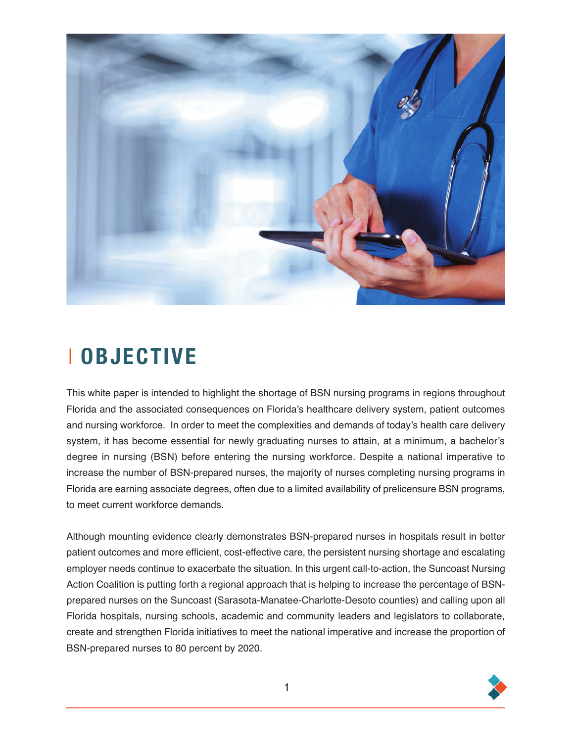# OBJECTIVE

This white paper is intended to highlight the shortage of BSN nursing programs in regions throughout Florida and the associated consequences on Florida's healthcare delivery system, patient outcomes and nursing workforce. In order to meet the complexities and demands of today's health care delivery system, it has become essential for newly graduating nurses to attain, at a minimum, a bachelor's degree in nursing (BSN) before entering the nursing workforce. Despite a national imperative to increase the number of BSN-prepared nurses, the majority of nurses completing nursing programs in Florida are earning associate degrees, often due to a limited availability of prelicensure BSN programs, to meet current workforce demands.

Although mounting evidence clearly demonstrates BSN-prepared nurses in hospitals result in better patient outcomes and more efficient, cost-effective care, the persistent nursing shortage and escalating employer needs continue to exacerbate the situation. In this urgent call-to-action, the Suncoast Nursing Action Coalition is putting forth a regional approach that is helping to increase the percentage of BSN-prepared nurses on the Suncoast (Sarasota-Manatee-Charlotte-Desoto counties) and calling upon all Florida hospitals, nursing schools, academic and community leaders and legislators to collaborate, create and strengthen Florida initiatives to meet the national imperative and increase the proportion of BSN-prepared nurses to 80 percent by 2020.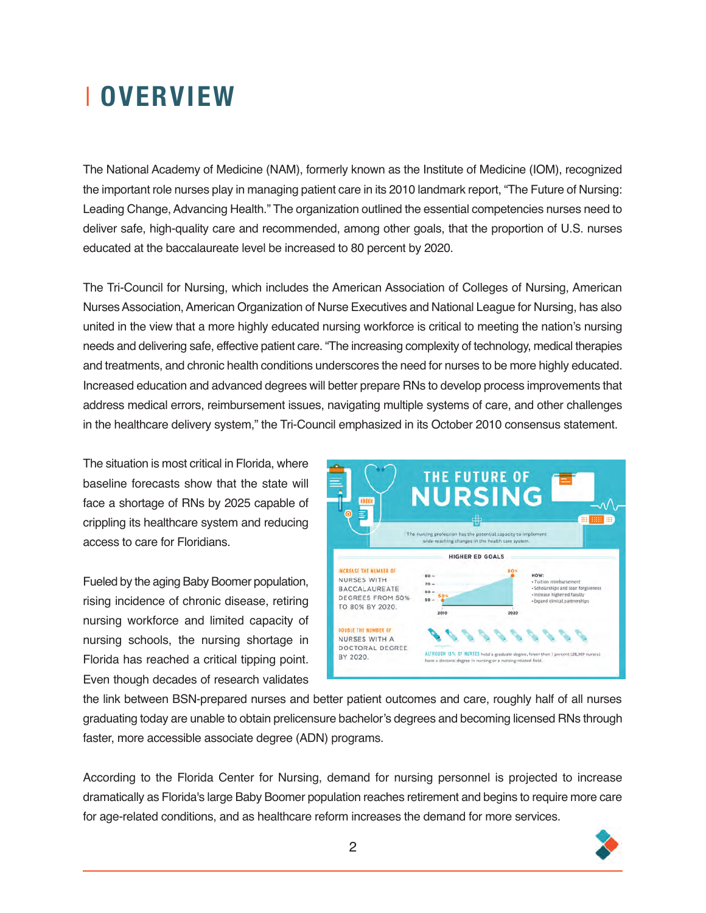# OVERVIEW

The National Academy of Medicine (NAM), formerly known as the Institute of Medicine (IOM), recognized the important role nurses play in managing patient care in its 2010 landmark report, "The Future of Nursing: Leading Change, Advancing Health." The organization outlined the essential competencies nurses need to deliver safe, high-quality care and recommended, among other goals, that the proportion of U.S. nurses educated at the baccalaureate level be increased to 80 percent by 2020.

The Tri-Council for Nursing, which includes the American Association of Colleges of Nursing, American Nurses Association, American Organization of Nurse Executives and National League for Nursing, has also united in the view that a more highly educated nursing workforce is critical to meeting the nation's nursing needs and delivering safe, effective patient care. "The increasing complexity of technology, medical therapies and treatments, and chronic health conditions underscores the need for nurses to be more highly educated. Increased education and advanced degrees will better prepare RNs to develop process improvements that address medical errors, reimbursement issues, navigating multiple systems of care, and other challenges in the healthcare delivery system," the Tri-Council emphasized in its October 2010 consensus statement.

The situation is most critical in Florida, where baseline forecasts show that the state will face a shortage of RNs by 2025 capable of crippling its healthcare system and reducing access to care for Floridians.

Fueled by the aging Baby Boomer population, rising incidence of chronic disease, retiring nursing workforce and limited capacity of nursing schools, the nursing shortage in Florida has reached a critical tipping point. Even though decades of research validates the link between BSN-prepared nurses and better patient outcomes and care, roughly half of all nurses graduating today are unable to obtain prelicensure bachelor's degrees and becoming licensed RNs through faster, more accessible associate degree (ADN) programs.

According to the Florida Center for Nursing, demand for nursing personnel is projected to increase dramatically as Florida's large Baby Boomer population reaches retirement and begins to require more care for age-related conditions, and as healthcare reform increases the demand for more services.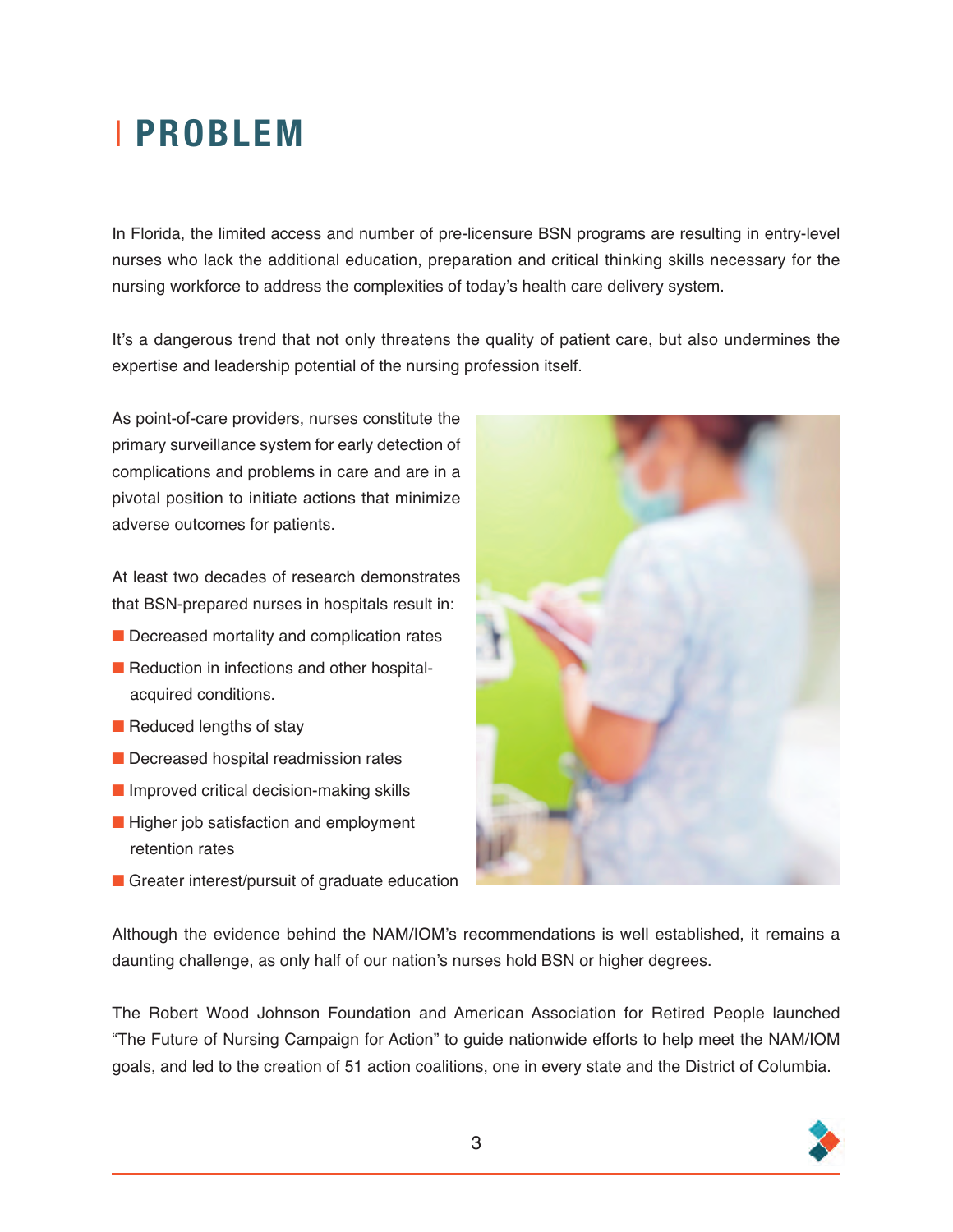# PROBLEM

In Florida, the limited access and number of pre-licensure BSN programs are resulting in entry-level nurses who lack the additional education, preparation and critical thinking skills necessary for the nursing workforce to address the complexities of today's health care delivery system.

It's a dangerous trend that not only threatens the quality of patient care, but also undermines the expertise and leadership potential of the nursing profession itself.

As point-of-care providers, nurses constitute the primary surveillance system for early detection of complications and problems in care and are in a pivotal position to initiate actions that minimize adverse outcomes for patients.

At least two decades of research demonstrates that BSN-prepared nurses in hospitals result in:

- Decreased mortality and complication rates
- Reduction in infections and other hospital-acquired conditions.
- Reduced lengths of stay
- Decreased hospital readmission rates
- Improved critical decision-making skills
- Higher job satisfaction and employment retention rates
- Greater interest/pursuit of graduate education

Although the evidence behind the NAM/IOM's recommendations is well established, it remains a daunting challenge, as only half of our nation's nurses hold BSN or higher degrees.

The Robert Wood Johnson Foundation and American Association for Retired People launched "The Future of Nursing Campaign for Action" to guide nationwide efforts to help meet the NAM/IOM goals, and led to the creation of 51 action coalitions, one in every state and the District of Columbia.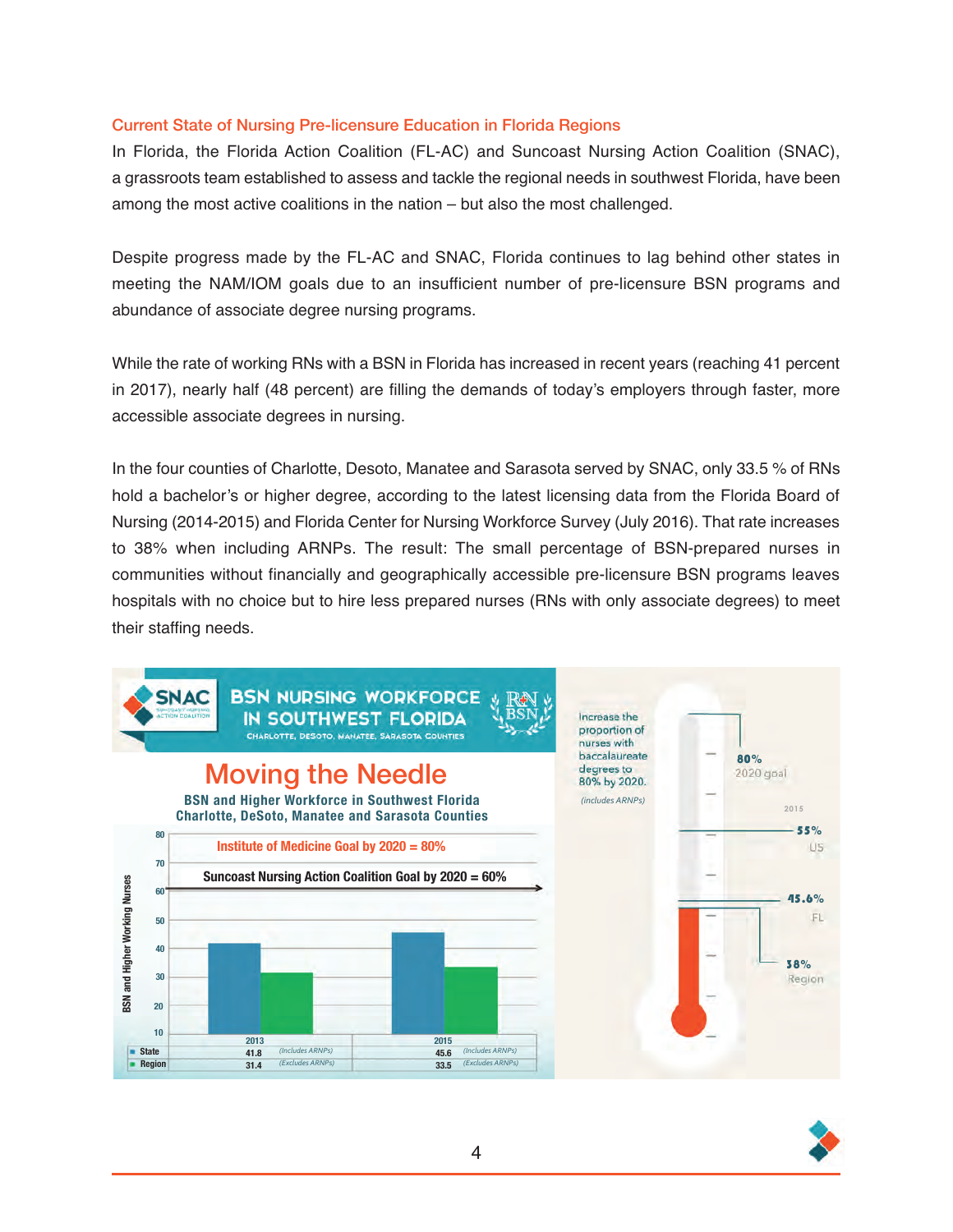## Current State of Nursing Pre-licensure Education in Florida Regions

In Florida, the Florida Action Coalition (FL-AC) and Suncoast Nursing Action Coalition (SNAC), a grassroots team established to assess and tackle the regional needs in southwest Florida, have been among the most active coalitions in the nation – but also the most challenged.

Despite progress made by the FL-AC and SNAC, Florida continues to lag behind other states in meeting the NAM/IOM goals due to an insufficient number of pre-licensure BSN programs and abundance of associate degree nursing programs.

While the rate of working RNs with a BSN in Florida has increased in recent years (reaching 41 percent in 2017), nearly half (48 percent) are filling the demands of today's employers through faster, more accessible associate degrees in nursing.

In the four counties of Charlotte, Desoto, Manatee and Sarasota served by SNAC, only 33.5 % of RNs hold a bachelor's or higher degree, according to the latest licensing data from the Florida Board of Nursing (2014-2015) and Florida Center for Nursing Workforce Survey (July 2016). That rate increases to 38% when including ARNPs. The result: The small percentage of BSN-prepared nurses in communities without financially and geographically accessible pre-licensure BSN programs leaves hospitals with no choice but to hire less prepared nurses (RNs with only associate degrees) to meet their staffing needs.

**SNAC — BSN NURSING WORKFORCE IN SOUTHWEST FLORIDA**
CHARLOTTE, DESOTO, MANATEE, SARASOTA COUNTIES

**Moving the Needle**

**BSN and Higher Workforce in Southwest Florida**
**Charlotte, DeSoto, Manatee and Sarasota Counties**

Institute of Medicine Goal by 2020 = 80%

Suncoast Nursing Action Coalition Goal by 2020 = 60%

| | 2013 | | 2015 | |
|---|---|---|---|---|
| State | 41.8 | (Includes ARNPs) | 45.6 | (Includes ARNPs) |
| Region | 31.4 | (Excludes ARNPs) | 33.5 | (Excludes ARNPs) |

Increase the proportion of nurses with baccalaureate degrees to 80% by 2020. *(includes ARNPs)*

- 80% — 2020 goal
- 2015
- 55% — US
- 45.6% — FL
- 38% — Region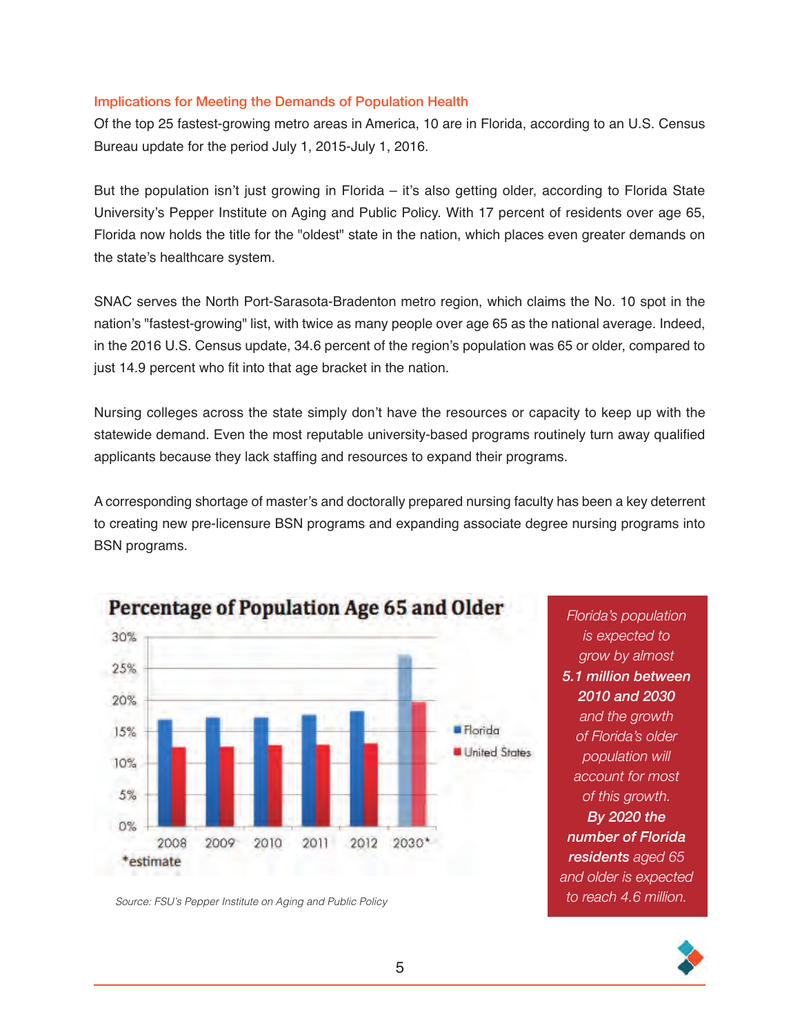### Implications for Meeting the Demands of Population Health

Of the top 25 fastest-growing metro areas in America, 10 are in Florida, according to an U.S. Census Bureau update for the period July 1, 2015-July 1, 2016.

But the population isn't just growing in Florida – it's also getting older, according to Florida State University's Pepper Institute on Aging and Public Policy. With 17 percent of residents over age 65, Florida now holds the title for the "oldest" state in the nation, which places even greater demands on the state's healthcare system.

SNAC serves the North Port-Sarasota-Bradenton metro region, which claims the No. 10 spot in the nation's "fastest-growing" list, with twice as many people over age 65 as the national average. Indeed, in the 2016 U.S. Census update, 34.6 percent of the region's population was 65 or older, compared to just 14.9 percent who fit into that age bracket in the nation.

Nursing colleges across the state simply don't have the resources or capacity to keep up with the statewide demand. Even the most reputable university-based programs routinely turn away qualified applicants because they lack staffing and resources to expand their programs.

A corresponding shortage of master's and doctorally prepared nursing faculty has been a key deterrent to creating new pre-licensure BSN programs and expanding associate degree nursing programs into BSN programs.

**Percentage of Population Age 65 and Older**

*estimate

*Source: FSU's Pepper Institute on Aging and Public Policy*

*Florida's population is expected to grow by almost* ***5.1 million between 2010 and 2030*** *and the growth of Florida's older population will account for most of this growth.* ***By 2020 the number of Florida residents*** *aged 65 and older is expected to reach 4.6 million.*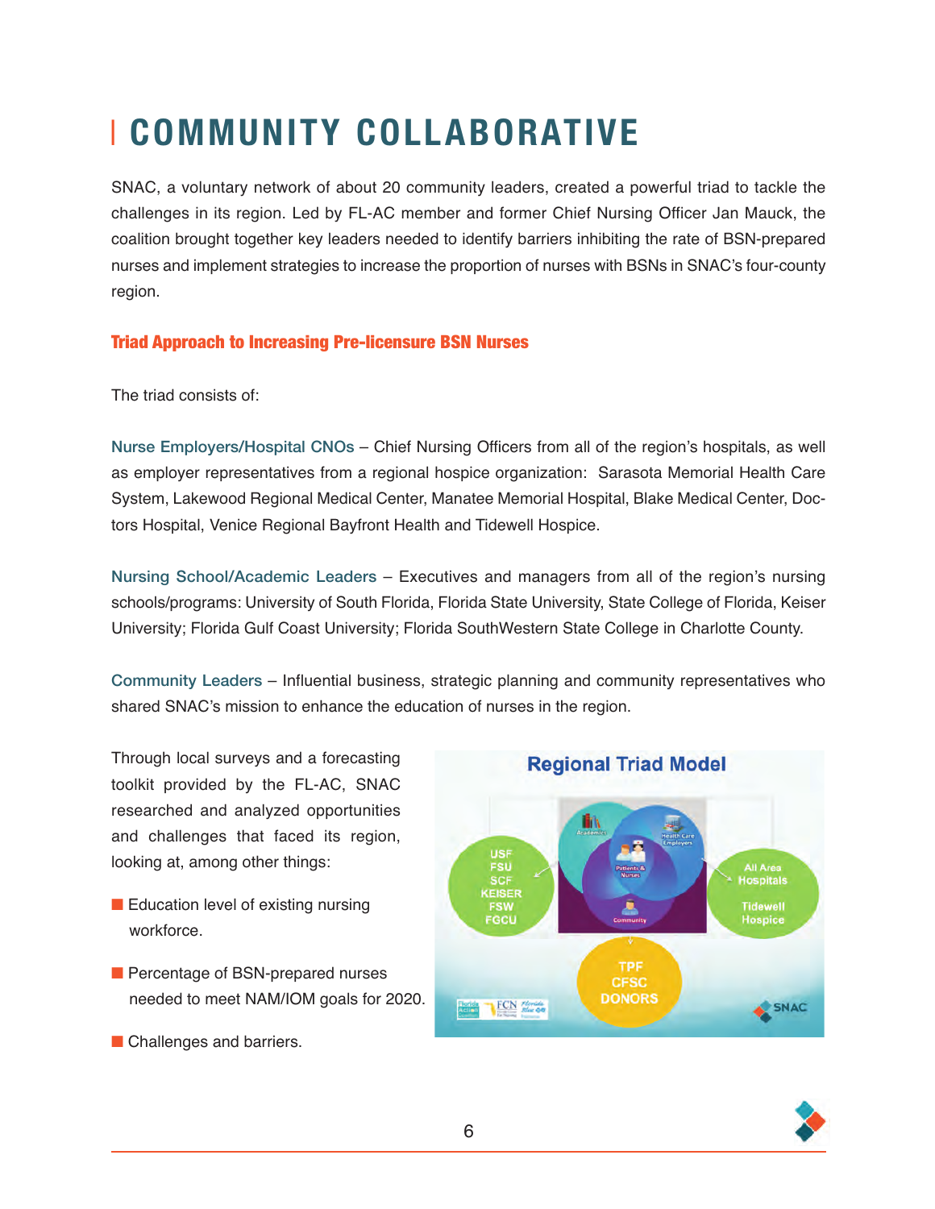# COMMUNITY COLLABORATIVE

SNAC, a voluntary network of about 20 community leaders, created a powerful triad to tackle the challenges in its region. Led by FL-AC member and former Chief Nursing Officer Jan Mauck, the coalition brought together key leaders needed to identify barriers inhibiting the rate of BSN-prepared nurses and implement strategies to increase the proportion of nurses with BSNs in SNAC's four-county region.

### Triad Approach to Increasing Pre-licensure BSN Nurses

The triad consists of:

**Nurse Employers/Hospital CNOs** – Chief Nursing Officers from all of the region's hospitals, as well as employer representatives from a regional hospice organization: Sarasota Memorial Health Care System, Lakewood Regional Medical Center, Manatee Memorial Hospital, Blake Medical Center, Doctors Hospital, Venice Regional Bayfront Health and Tidewell Hospice.

**Nursing School/Academic Leaders** – Executives and managers from all of the region's nursing schools/programs: University of South Florida, Florida State University, State College of Florida, Keiser University; Florida Gulf Coast University; Florida SouthWestern State College in Charlotte County.

**Community Leaders** – Influential business, strategic planning and community representatives who shared SNAC's mission to enhance the education of nurses in the region.

Through local surveys and a forecasting toolkit provided by the FL-AC, SNAC researched and analyzed opportunities and challenges that faced its region, looking at, among other things:

- Education level of existing nursing workforce.
- Percentage of BSN-prepared nurses needed to meet NAM/IOM goals for 2020.
- Challenges and barriers.

**Regional Triad Model**

USF, FSU, SCF, KEISER, FSW, FGCU — Academics; Health Care Employers — All Area Hospitals, Tidewell Hospice; Patients & Nurses; Community — TPF, CFSC, DONORS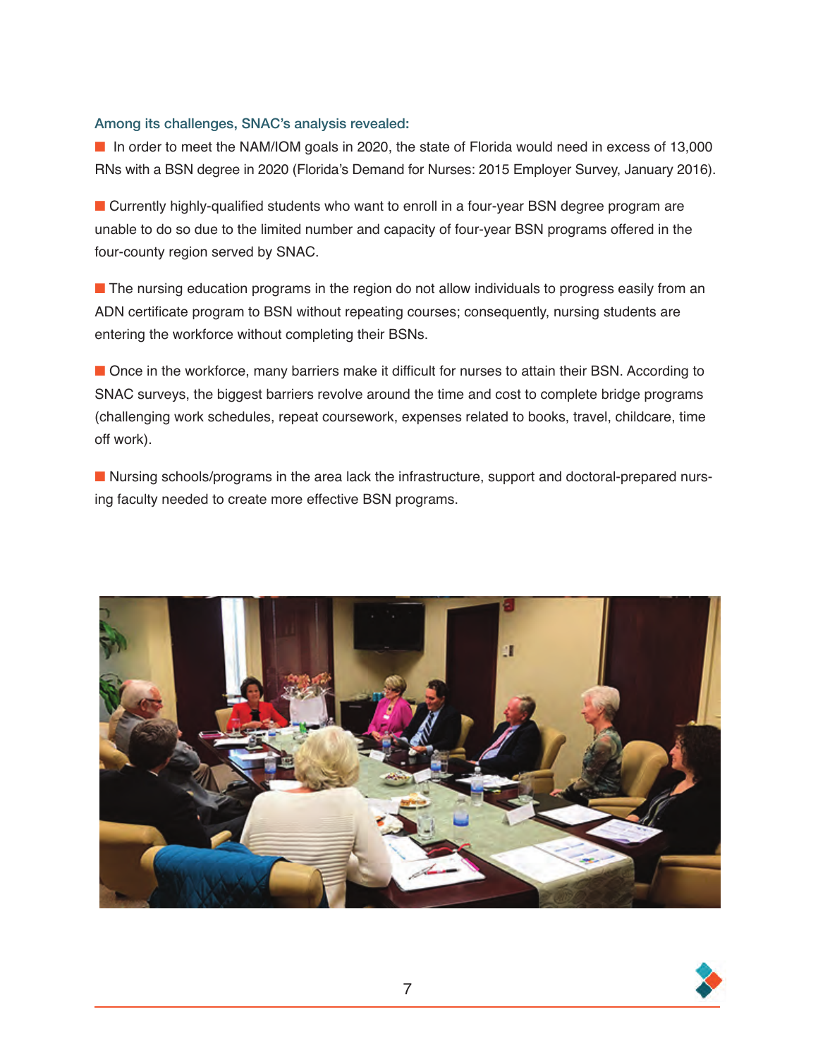### Among its challenges, SNAC's analysis revealed:

- In order to meet the NAM/IOM goals in 2020, the state of Florida would need in excess of 13,000 RNs with a BSN degree in 2020 (Florida's Demand for Nurses: 2015 Employer Survey, January 2016).

- Currently highly-qualified students who want to enroll in a four-year BSN degree program are unable to do so due to the limited number and capacity of four-year BSN programs offered in the four-county region served by SNAC.

- The nursing education programs in the region do not allow individuals to progress easily from an ADN certificate program to BSN without repeating courses; consequently, nursing students are entering the workforce without completing their BSNs.

- Once in the workforce, many barriers make it difficult for nurses to attain their BSN. According to SNAC surveys, the biggest barriers revolve around the time and cost to complete bridge programs (challenging work schedules, repeat coursework, expenses related to books, travel, childcare, time off work).

- Nursing schools/programs in the area lack the infrastructure, support and doctoral-prepared nursing faculty needed to create more effective BSN programs.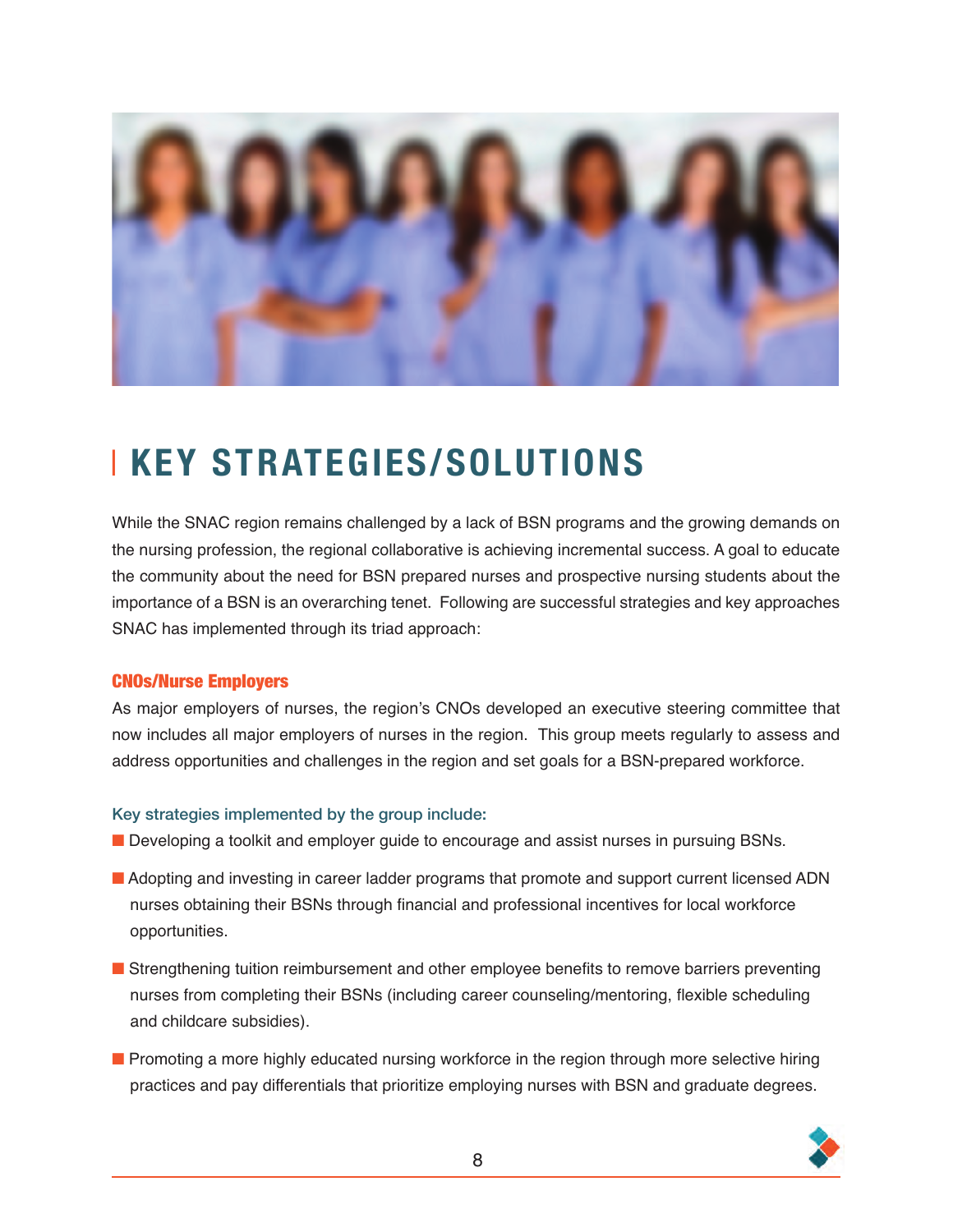# KEY STRATEGIES/SOLUTIONS

While the SNAC region remains challenged by a lack of BSN programs and the growing demands on the nursing profession, the regional collaborative is achieving incremental success. A goal to educate the community about the need for BSN prepared nurses and prospective nursing students about the importance of a BSN is an overarching tenet.  Following are successful strategies and key approaches SNAC has implemented through its triad approach:

### CNOs/Nurse Employers

As major employers of nurses, the region's CNOs developed an executive steering committee that now includes all major employers of nurses in the region.  This group meets regularly to assess and address opportunities and challenges in the region and set goals for a BSN-prepared workforce.

**Key strategies implemented by the group include:**

- Developing a toolkit and employer guide to encourage and assist nurses in pursuing BSNs.
- Adopting and investing in career ladder programs that promote and support current licensed ADN nurses obtaining their BSNs through financial and professional incentives for local workforce opportunities.
- Strengthening tuition reimbursement and other employee benefits to remove barriers preventing nurses from completing their BSNs (including career counseling/mentoring, flexible scheduling and childcare subsidies).
- Promoting a more highly educated nursing workforce in the region through more selective hiring practices and pay differentials that prioritize employing nurses with BSN and graduate degrees.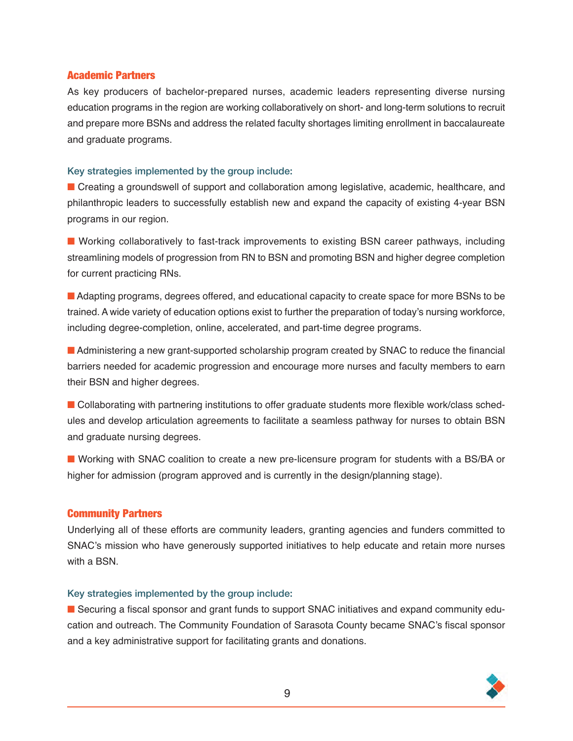## Academic Partners

As key producers of bachelor-prepared nurses, academic leaders representing diverse nursing education programs in the region are working collaboratively on short- and long-term solutions to recruit and prepare more BSNs and address the related faculty shortages limiting enrollment in baccalaureate and graduate programs.

### Key strategies implemented by the group include:

- Creating a groundswell of support and collaboration among legislative, academic, healthcare, and philanthropic leaders to successfully establish new and expand the capacity of existing 4-year BSN programs in our region.

- Working collaboratively to fast-track improvements to existing BSN career pathways, including streamlining models of progression from RN to BSN and promoting BSN and higher degree completion for current practicing RNs.

- Adapting programs, degrees offered, and educational capacity to create space for more BSNs to be trained. A wide variety of education options exist to further the preparation of today's nursing workforce, including degree-completion, online, accelerated, and part-time degree programs.

- Administering a new grant-supported scholarship program created by SNAC to reduce the financial barriers needed for academic progression and encourage more nurses and faculty members to earn their BSN and higher degrees.

- Collaborating with partnering institutions to offer graduate students more flexible work/class schedules and develop articulation agreements to facilitate a seamless pathway for nurses to obtain BSN and graduate nursing degrees.

- Working with SNAC coalition to create a new pre-licensure program for students with a BS/BA or higher for admission (program approved and is currently in the design/planning stage).

## Community Partners

Underlying all of these efforts are community leaders, granting agencies and funders committed to SNAC's mission who have generously supported initiatives to help educate and retain more nurses with a BSN.

### Key strategies implemented by the group include:

- Securing a fiscal sponsor and grant funds to support SNAC initiatives and expand community education and outreach. The Community Foundation of Sarasota County became SNAC's fiscal sponsor and a key administrative support for facilitating grants and donations.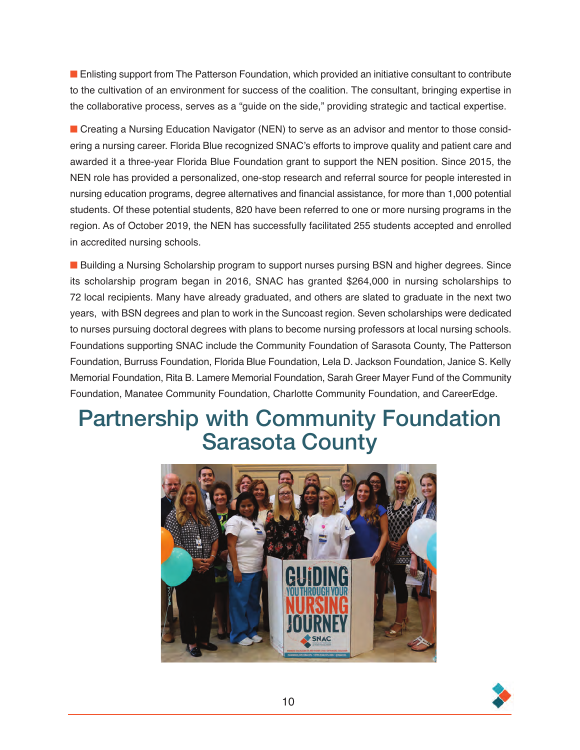- Enlisting support from The Patterson Foundation, which provided an initiative consultant to contribute to the cultivation of an environment for success of the coalition. The consultant, bringing expertise in the collaborative process, serves as a "guide on the side," providing strategic and tactical expertise.

- Creating a Nursing Education Navigator (NEN) to serve as an advisor and mentor to those considering a nursing career. Florida Blue recognized SNAC's efforts to improve quality and patient care and awarded it a three-year Florida Blue Foundation grant to support the NEN position. Since 2015, the NEN role has provided a personalized, one-stop research and referral source for people interested in nursing education programs, degree alternatives and financial assistance, for more than 1,000 potential students. Of these potential students, 820 have been referred to one or more nursing programs in the region. As of October 2019, the NEN has successfully facilitated 255 students accepted and enrolled in accredited nursing schools.

- Building a Nursing Scholarship program to support nurses pursing BSN and higher degrees. Since its scholarship program began in 2016, SNAC has granted $264,000 in nursing scholarships to 72 local recipients. Many have already graduated, and others are slated to graduate in the next two years, with BSN degrees and plan to work in the Suncoast region. Seven scholarships were dedicated to nurses pursuing doctoral degrees with plans to become nursing professors at local nursing schools. Foundations supporting SNAC include the Community Foundation of Sarasota County, The Patterson Foundation, Burruss Foundation, Florida Blue Foundation, Lela D. Jackson Foundation, Janice S. Kelly Memorial Foundation, Rita B. Lamere Memorial Foundation, Sarah Greer Mayer Fund of the Community Foundation, Manatee Community Foundation, Charlotte Community Foundation, and CareerEdge.

## Partnership with Community Foundation Sarasota County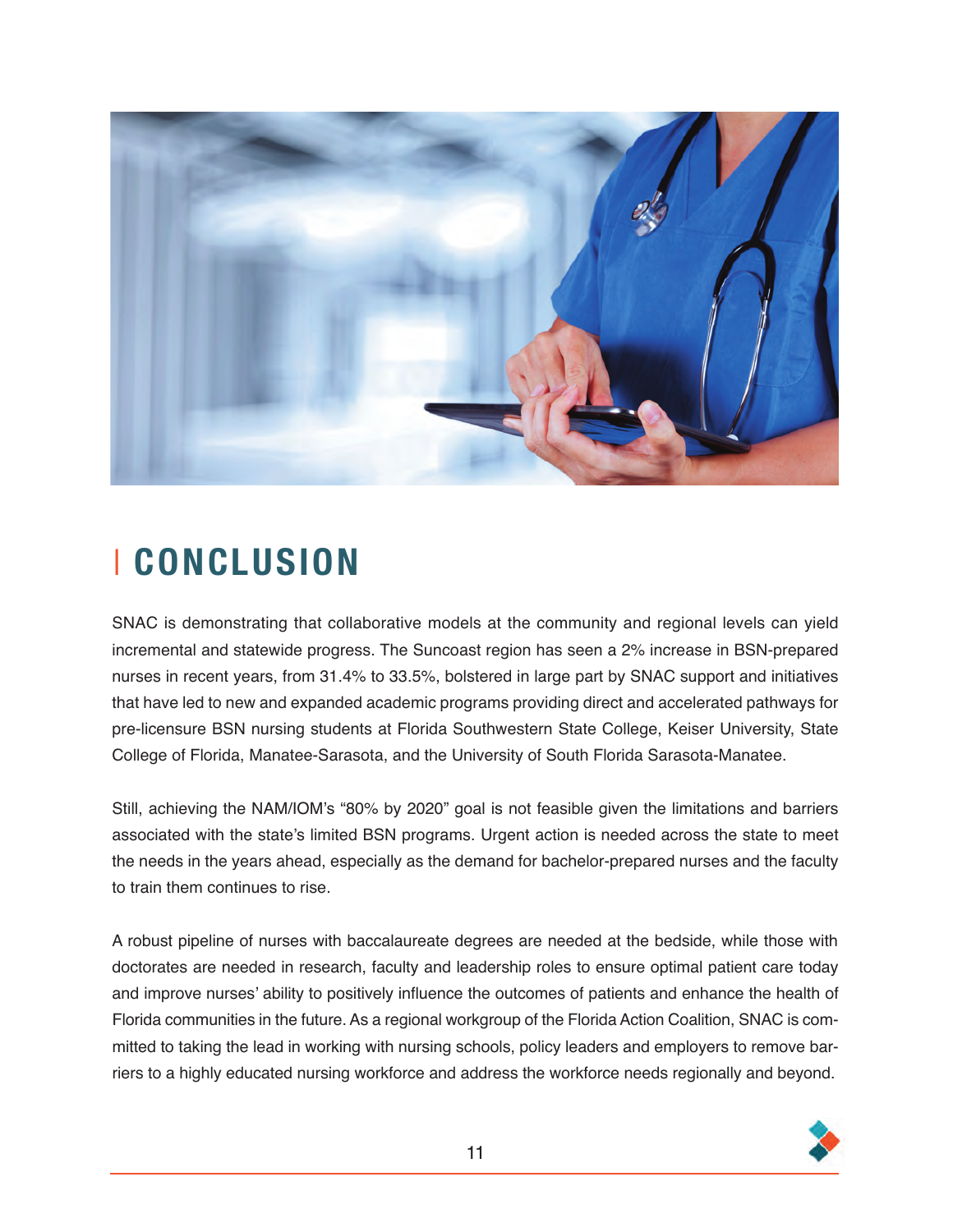# CONCLUSION

SNAC is demonstrating that collaborative models at the community and regional levels can yield incremental and statewide progress. The Suncoast region has seen a 2% increase in BSN-prepared nurses in recent years, from 31.4% to 33.5%, bolstered in large part by SNAC support and initiatives that have led to new and expanded academic programs providing direct and accelerated pathways for pre-licensure BSN nursing students at Florida Southwestern State College, Keiser University, State College of Florida, Manatee-Sarasota, and the University of South Florida Sarasota-Manatee.

Still, achieving the NAM/IOM's "80% by 2020" goal is not feasible given the limitations and barriers associated with the state's limited BSN programs. Urgent action is needed across the state to meet the needs in the years ahead, especially as the demand for bachelor-prepared nurses and the faculty to train them continues to rise.

A robust pipeline of nurses with baccalaureate degrees are needed at the bedside, while those with doctorates are needed in research, faculty and leadership roles to ensure optimal patient care today and improve nurses' ability to positively influence the outcomes of patients and enhance the health of Florida communities in the future. As a regional workgroup of the Florida Action Coalition, SNAC is committed to taking the lead in working with nursing schools, policy leaders and employers to remove barriers to a highly educated nursing workforce and address the workforce needs regionally and beyond.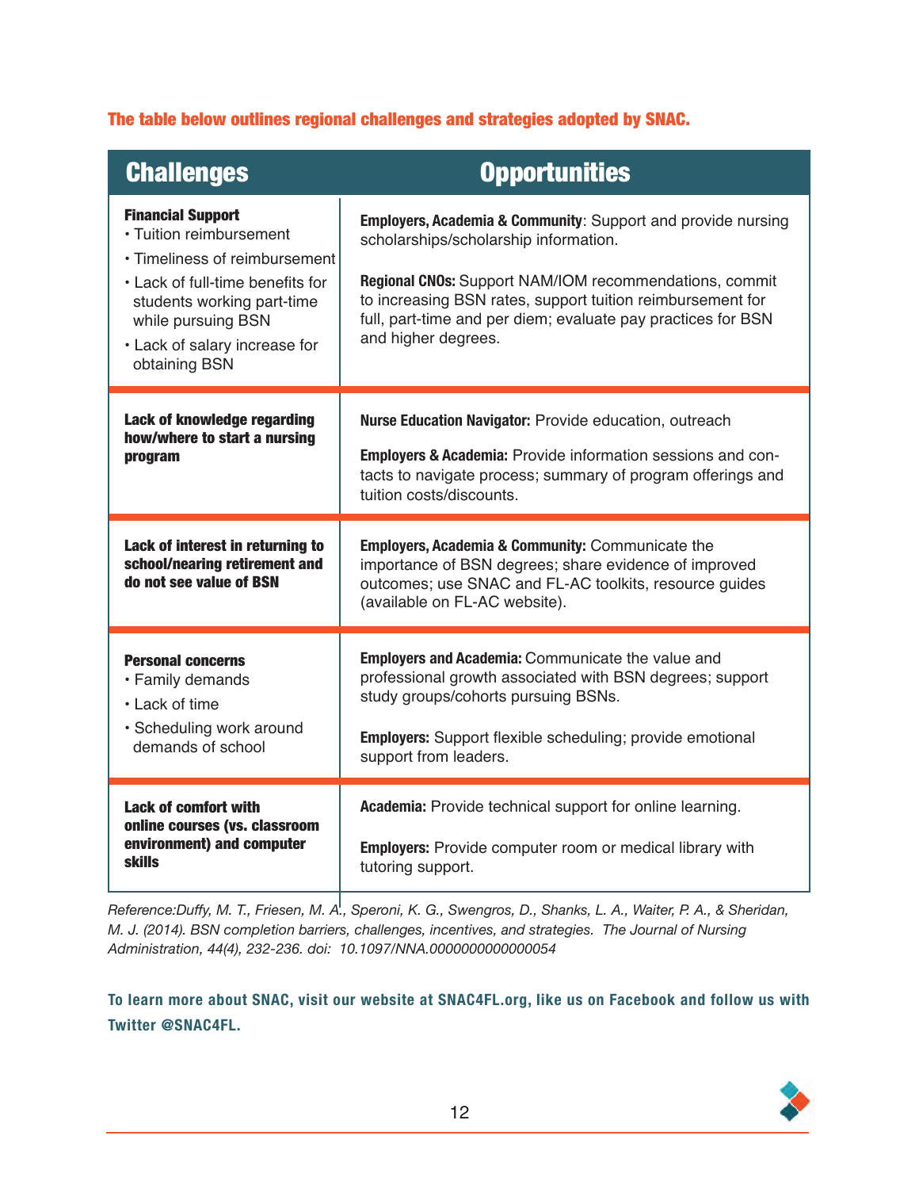**The table below outlines regional challenges and strategies adopted by SNAC.**

| Challenges | Opportunities |
|---|---|
| **Financial Support**<br>• Tuition reimbursement<br>• Timeliness of reimbursement<br>• Lack of full-time benefits for students working part-time while pursuing BSN<br>• Lack of salary increase for obtaining BSN | **Employers, Academia & Community**: Support and provide nursing scholarships/scholarship information.<br><br>**Regional CNOs:** Support NAM/IOM recommendations, commit to increasing BSN rates, support tuition reimbursement for full, part-time and per diem; evaluate pay practices for BSN and higher degrees. |
| **Lack of knowledge regarding how/where to start a nursing program** | **Nurse Education Navigator:** Provide education, outreach<br><br>**Employers & Academia:** Provide information sessions and contacts to navigate process; summary of program offerings and tuition costs/discounts. |
| **Lack of interest in returning to school/nearing retirement and do not see value of BSN** | **Employers, Academia & Community:** Communicate the importance of BSN degrees; share evidence of improved outcomes; use SNAC and FL-AC toolkits, resource guides (available on FL-AC website). |
| **Personal concerns**<br>• Family demands<br>• Lack of time<br>• Scheduling work around demands of school | **Employers and Academia:** Communicate the value and professional growth associated with BSN degrees; support study groups/cohorts pursuing BSNs.<br><br>**Employers:** Support flexible scheduling; provide emotional support from leaders. |
| **Lack of comfort with online courses (vs. classroom environment) and computer skills** | **Academia:** Provide technical support for online learning.<br><br>**Employers:** Provide computer room or medical library with tutoring support. |

*Reference:Duffy, M. T., Friesen, M. A., Speroni, K. G., Swengros, D., Shanks, L. A., Waiter, P. A., & Sheridan, M. J. (2014). BSN completion barriers, challenges, incentives, and strategies. The Journal of Nursing Administration, 44(4), 232-236. doi: 10.1097/NNA.0000000000000054*

**To learn more about SNAC, visit our website at SNAC4FL.org, like us on Facebook and follow us with Twitter @SNAC4FL.**